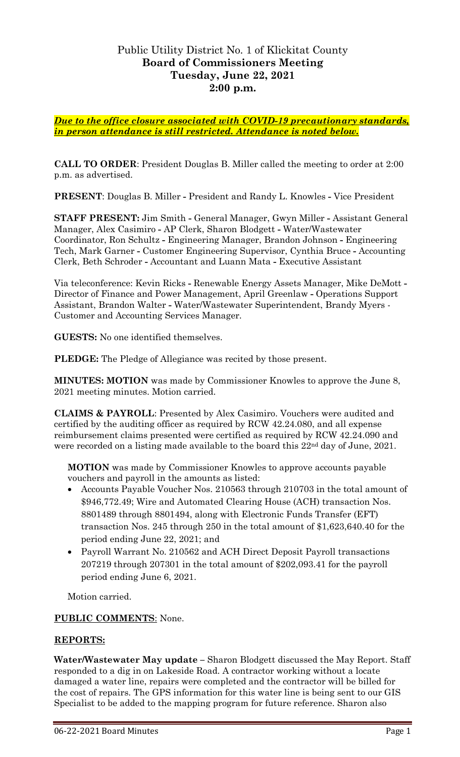# Public Utility District No. 1 of Klickitat County
## Board of Commissioners Meeting
## Tuesday, June 22, 2021
## 2:00 p.m.

***Due to the office closure associated with COVID-19 precautionary standards, in person attendance is still restricted. Attendance is noted below.***

**CALL TO ORDER**: President Douglas B. Miller called the meeting to order at 2:00 p.m. as advertised.

**PRESENT**: Douglas B. Miller - President and Randy L. Knowles - Vice President

**STAFF PRESENT:** Jim Smith - General Manager, Gwyn Miller - Assistant General Manager, Alex Casimiro - AP Clerk, Sharon Blodgett - Water/Wastewater Coordinator, Ron Schultz - Engineering Manager, Brandon Johnson - Engineering Tech, Mark Garner - Customer Engineering Supervisor, Cynthia Bruce - Accounting Clerk, Beth Schroder - Accountant and Luann Mata - Executive Assistant

Via teleconference: Kevin Ricks - Renewable Energy Assets Manager, Mike DeMott - Director of Finance and Power Management, April Greenlaw - Operations Support Assistant, Brandon Walter - Water/Wastewater Superintendent, Brandy Myers - Customer and Accounting Services Manager.

**GUESTS:** No one identified themselves.

**PLEDGE:** The Pledge of Allegiance was recited by those present.

**MINUTES: MOTION** was made by Commissioner Knowles to approve the June 8, 2021 meeting minutes. Motion carried.

**CLAIMS & PAYROLL**: Presented by Alex Casimiro. Vouchers were audited and certified by the auditing officer as required by RCW 42.24.080, and all expense reimbursement claims presented were certified as required by RCW 42.24.090 and were recorded on a listing made available to the board this 22nd day of June, 2021.

**MOTION** was made by Commissioner Knowles to approve accounts payable vouchers and payroll in the amounts as listed:

- Accounts Payable Voucher Nos. 210563 through 210703 in the total amount of $946,772.49; Wire and Automated Clearing House (ACH) transaction Nos. 8801489 through 8801494, along with Electronic Funds Transfer (EFT) transaction Nos. 245 through 250 in the total amount of $1,623,640.40 for the period ending June 22, 2021; and
- Payroll Warrant No. 210562 and ACH Direct Deposit Payroll transactions 207219 through 207301 in the total amount of $202,093.41 for the payroll period ending June 6, 2021.

Motion carried.

**PUBLIC COMMENTS**: None.

**REPORTS:**

**Water/Wastewater May update** – Sharon Blodgett discussed the May Report. Staff responded to a dig in on Lakeside Road. A contractor working without a locate damaged a water line, repairs were completed and the contractor will be billed for the cost of repairs. The GPS information for this water line is being sent to our GIS Specialist to be added to the mapping program for future reference. Sharon also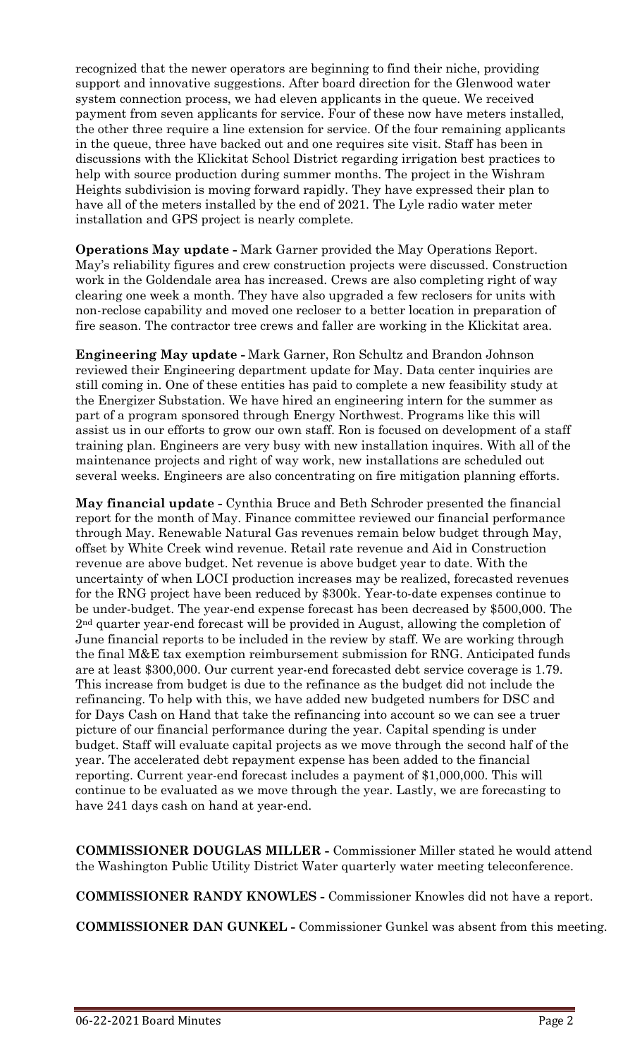recognized that the newer operators are beginning to find their niche, providing support and innovative suggestions. After board direction for the Glenwood water system connection process, we had eleven applicants in the queue. We received payment from seven applicants for service. Four of these now have meters installed, the other three require a line extension for service. Of the four remaining applicants in the queue, three have backed out and one requires site visit. Staff has been in discussions with the Klickitat School District regarding irrigation best practices to help with source production during summer months. The project in the Wishram Heights subdivision is moving forward rapidly. They have expressed their plan to have all of the meters installed by the end of 2021. The Lyle radio water meter installation and GPS project is nearly complete.

**Operations May update -** Mark Garner provided the May Operations Report. May's reliability figures and crew construction projects were discussed. Construction work in the Goldendale area has increased. Crews are also completing right of way clearing one week a month. They have also upgraded a few reclosers for units with non-reclose capability and moved one recloser to a better location in preparation of fire season. The contractor tree crews and faller are working in the Klickitat area.

**Engineering May update -** Mark Garner, Ron Schultz and Brandon Johnson reviewed their Engineering department update for May. Data center inquiries are still coming in. One of these entities has paid to complete a new feasibility study at the Energizer Substation. We have hired an engineering intern for the summer as part of a program sponsored through Energy Northwest. Programs like this will assist us in our efforts to grow our own staff. Ron is focused on development of a staff training plan. Engineers are very busy with new installation inquires. With all of the maintenance projects and right of way work, new installations are scheduled out several weeks. Engineers are also concentrating on fire mitigation planning efforts.

**May financial update -** Cynthia Bruce and Beth Schroder presented the financial report for the month of May. Finance committee reviewed our financial performance through May. Renewable Natural Gas revenues remain below budget through May, offset by White Creek wind revenue. Retail rate revenue and Aid in Construction revenue are above budget. Net revenue is above budget year to date. With the uncertainty of when LOCI production increases may be realized, forecasted revenues for the RNG project have been reduced by $300k. Year-to-date expenses continue to be under-budget. The year-end expense forecast has been decreased by $500,000. The 2nd quarter year-end forecast will be provided in August, allowing the completion of June financial reports to be included in the review by staff. We are working through the final M&E tax exemption reimbursement submission for RNG. Anticipated funds are at least $300,000. Our current year-end forecasted debt service coverage is 1.79. This increase from budget is due to the refinance as the budget did not include the refinancing. To help with this, we have added new budgeted numbers for DSC and for Days Cash on Hand that take the refinancing into account so we can see a truer picture of our financial performance during the year. Capital spending is under budget. Staff will evaluate capital projects as we move through the second half of the year. The accelerated debt repayment expense has been added to the financial reporting. Current year-end forecast includes a payment of $1,000,000. This will continue to be evaluated as we move through the year. Lastly, we are forecasting to have 241 days cash on hand at year-end.

**COMMISSIONER DOUGLAS MILLER -** Commissioner Miller stated he would attend the Washington Public Utility District Water quarterly water meeting teleconference.

**COMMISSIONER RANDY KNOWLES -** Commissioner Knowles did not have a report.

**COMMISSIONER DAN GUNKEL -** Commissioner Gunkel was absent from this meeting.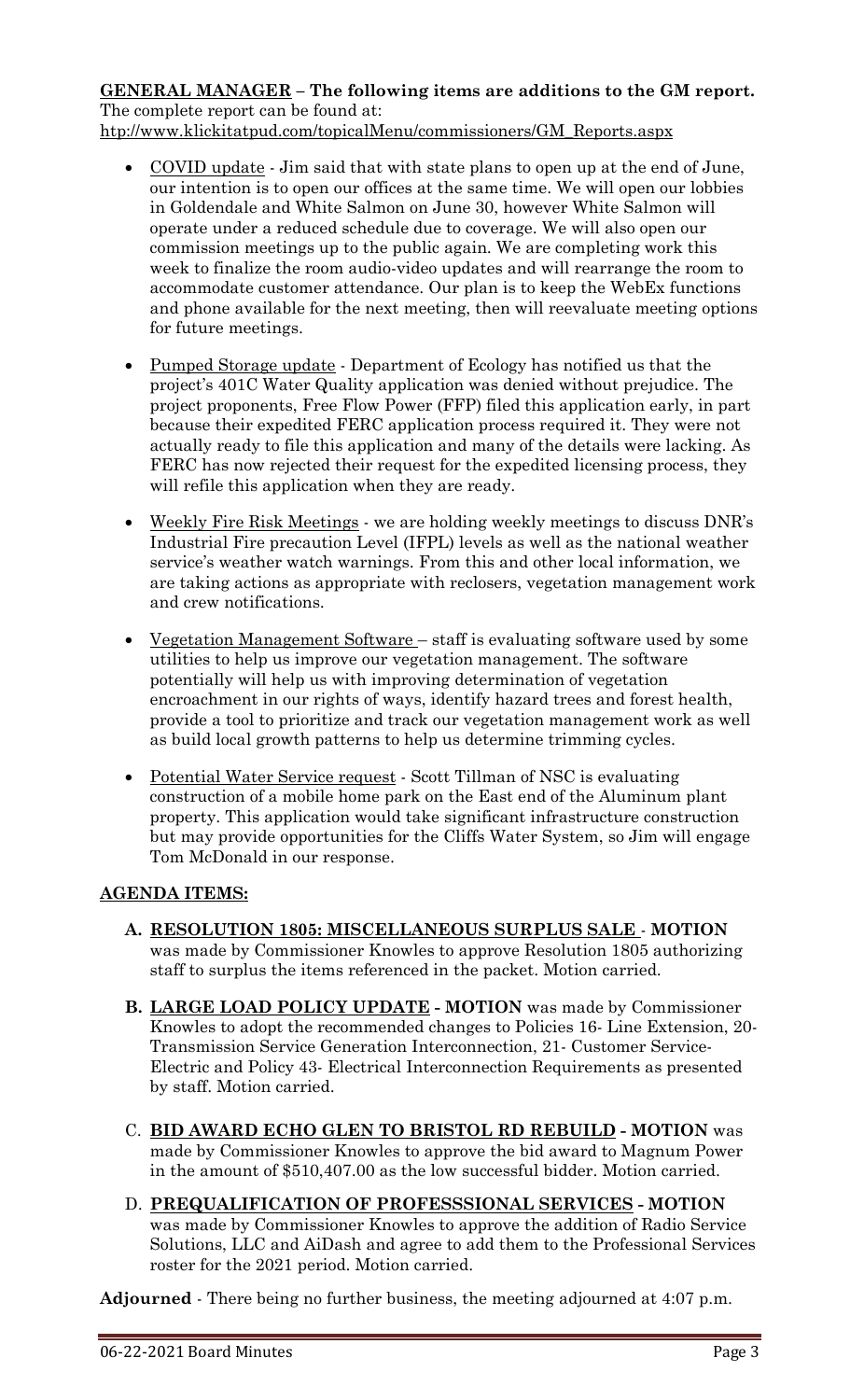**GENERAL MANAGER – The following items are additions to the GM report.**
The complete report can be found at:
http://www.klickitatpud.com/topicalMenu/commissioners/GM_Reports.aspx

- COVID update - Jim said that with state plans to open up at the end of June, our intention is to open our offices at the same time. We will open our lobbies in Goldendale and White Salmon on June 30, however White Salmon will operate under a reduced schedule due to coverage. We will also open our commission meetings up to the public again. We are completing work this week to finalize the room audio-video updates and will rearrange the room to accommodate customer attendance. Our plan is to keep the WebEx functions and phone available for the next meeting, then will reevaluate meeting options for future meetings.

- Pumped Storage update - Department of Ecology has notified us that the project's 401C Water Quality application was denied without prejudice. The project proponents, Free Flow Power (FFP) filed this application early, in part because their expedited FERC application process required it. They were not actually ready to file this application and many of the details were lacking. As FERC has now rejected their request for the expedited licensing process, they will refile this application when they are ready.

- Weekly Fire Risk Meetings - we are holding weekly meetings to discuss DNR's Industrial Fire precaution Level (IFPL) levels as well as the national weather service's weather watch warnings. From this and other local information, we are taking actions as appropriate with reclosers, vegetation management work and crew notifications.

- Vegetation Management Software – staff is evaluating software used by some utilities to help us improve our vegetation management. The software potentially will help us with improving determination of vegetation encroachment in our rights of ways, identify hazard trees and forest health, provide a tool to prioritize and track our vegetation management work as well as build local growth patterns to help us determine trimming cycles.

- Potential Water Service request - Scott Tillman of NSC is evaluating construction of a mobile home park on the East end of the Aluminum plant property. This application would take significant infrastructure construction but may provide opportunities for the Cliffs Water System, so Jim will engage Tom McDonald in our response.

**AGENDA ITEMS:**

**A. RESOLUTION 1805: MISCELLANEOUS SURPLUS SALE - MOTION** was made by Commissioner Knowles to approve Resolution 1805 authorizing staff to surplus the items referenced in the packet. Motion carried.

**B. LARGE LOAD POLICY UPDATE - MOTION** was made by Commissioner Knowles to adopt the recommended changes to Policies 16- Line Extension, 20- Transmission Service Generation Interconnection, 21- Customer Service- Electric and Policy 43- Electrical Interconnection Requirements as presented by staff. Motion carried.

C. **BID AWARD ECHO GLEN TO BRISTOL RD REBUILD - MOTION** was made by Commissioner Knowles to approve the bid award to Magnum Power in the amount of $510,407.00 as the low successful bidder. Motion carried.

D. **PREQUALIFICATION OF PROFESSSIONAL SERVICES - MOTION** was made by Commissioner Knowles to approve the addition of Radio Service Solutions, LLC and AiDash and agree to add them to the Professional Services roster for the 2021 period. Motion carried.

**Adjourned** - There being no further business, the meeting adjourned at 4:07 p.m.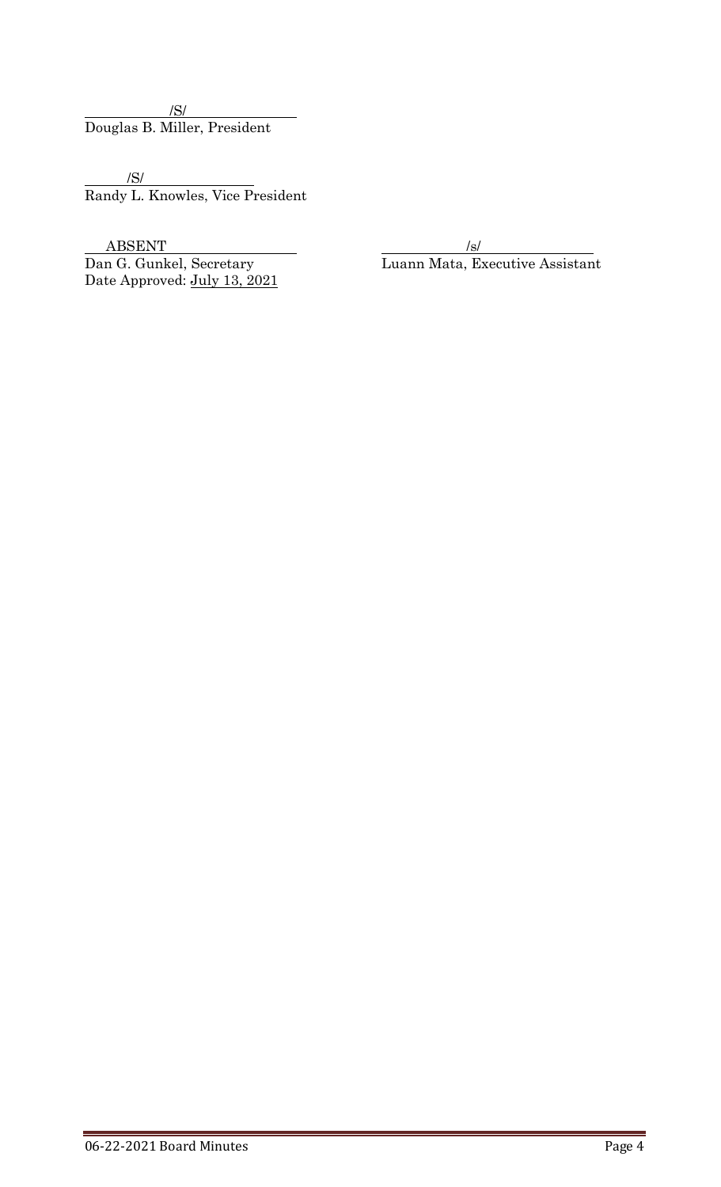/S/
Douglas B. Miller, President

/S/
Randy L. Knowles, Vice President

ABSENT
Dan G. Gunkel, Secretary
Date Approved: July 13, 2021

/s/
Luann Mata, Executive Assistant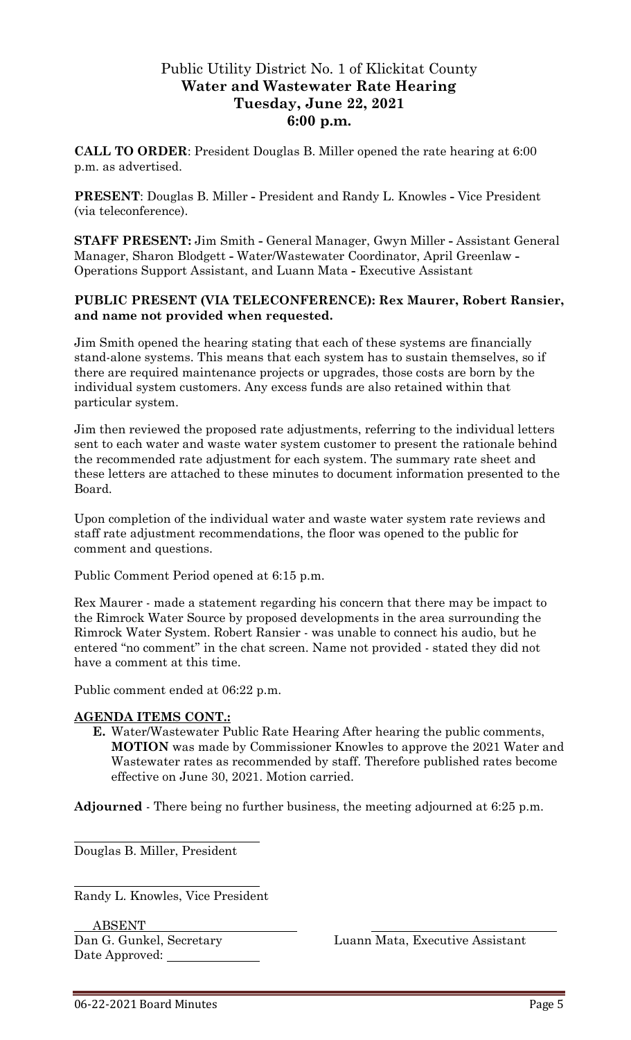# Public Utility District No. 1 of Klickitat County

## Water and Wastewater Rate Hearing

## Tuesday, June 22, 2021

## 6:00 p.m.

**CALL TO ORDER**: President Douglas B. Miller opened the rate hearing at 6:00 p.m. as advertised.

**PRESENT**: Douglas B. Miller - President and Randy L. Knowles - Vice President (via teleconference).

**STAFF PRESENT:** Jim Smith - General Manager, Gwyn Miller - Assistant General Manager, Sharon Blodgett - Water/Wastewater Coordinator, April Greenlaw - Operations Support Assistant, and Luann Mata - Executive Assistant

**PUBLIC PRESENT (VIA TELECONFERENCE): Rex Maurer, Robert Ransier, and name not provided when requested.**

Jim Smith opened the hearing stating that each of these systems are financially stand-alone systems. This means that each system has to sustain themselves, so if there are required maintenance projects or upgrades, those costs are born by the individual system customers. Any excess funds are also retained within that particular system.

Jim then reviewed the proposed rate adjustments, referring to the individual letters sent to each water and waste water system customer to present the rationale behind the recommended rate adjustment for each system. The summary rate sheet and these letters are attached to these minutes to document information presented to the Board.

Upon completion of the individual water and waste water system rate reviews and staff rate adjustment recommendations, the floor was opened to the public for comment and questions.

Public Comment Period opened at 6:15 p.m.

Rex Maurer - made a statement regarding his concern that there may be impact to the Rimrock Water Source by proposed developments in the area surrounding the Rimrock Water System. Robert Ransier - was unable to connect his audio, but he entered "no comment" in the chat screen. Name not provided - stated they did not have a comment at this time.

Public comment ended at 06:22 p.m.

**AGENDA ITEMS CONT.:**

**E.** Water/Wastewater Public Rate Hearing After hearing the public comments, **MOTION** was made by Commissioner Knowles to approve the 2021 Water and Wastewater rates as recommended by staff. Therefore published rates become effective on June 30, 2021. Motion carried.

**Adjourned** - There being no further business, the meeting adjourned at 6:25 p.m.

\_\_\_\_\_\_\_\_\_\_\_\_\_\_\_\_\_\_\_\_\_\_\_\_\_\_\_\_
Douglas B. Miller, President

\_\_\_\_\_\_\_\_\_\_\_\_\_\_\_\_\_\_\_\_\_\_\_\_\_\_\_\_
Randy L. Knowles, Vice President

ABSENT
Dan G. Gunkel, Secretary
Date Approved: \_\_\_\_\_\_\_\_\_\_\_\_\_\_

\_\_\_\_\_\_\_\_\_\_\_\_\_\_\_\_\_\_\_\_\_\_\_\_\_\_\_\_
Luann Mata, Executive Assistant